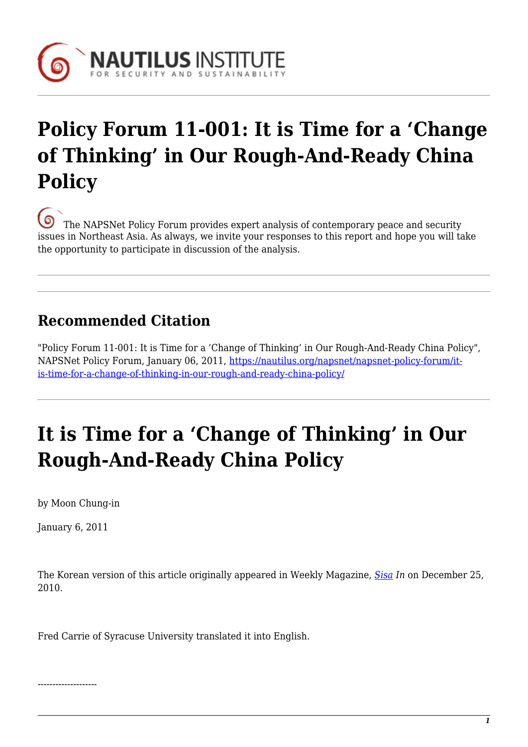NAUTILUS INSTITUTE
FOR SECURITY AND SUSTAINABILITY

# Policy Forum 11-001: It is Time for a 'Change of Thinking' in Our Rough-And-Ready China Policy

The NAPSNet Policy Forum provides expert analysis of contemporary peace and security issues in Northeast Asia. As always, we invite your responses to this report and hope you will take the opportunity to participate in discussion of the analysis.

---

---

## Recommended Citation

"Policy Forum 11-001: It is Time for a 'Change of Thinking' in Our Rough-And-Ready China Policy", NAPSNet Policy Forum, January 06, 2011, https://nautilus.org/napsnet/napsnet-policy-forum/it-is-time-for-a-change-of-thinking-in-our-rough-and-ready-china-policy/

---

# It is Time for a 'Change of Thinking' in Our Rough-And-Ready China Policy

by Moon Chung-in

January 6, 2011

The Korean version of this article originally appeared in Weekly Magazine, *Sisa In* on December 25, 2010.

Fred Carrie of Syracuse University translated it into English.

--------------------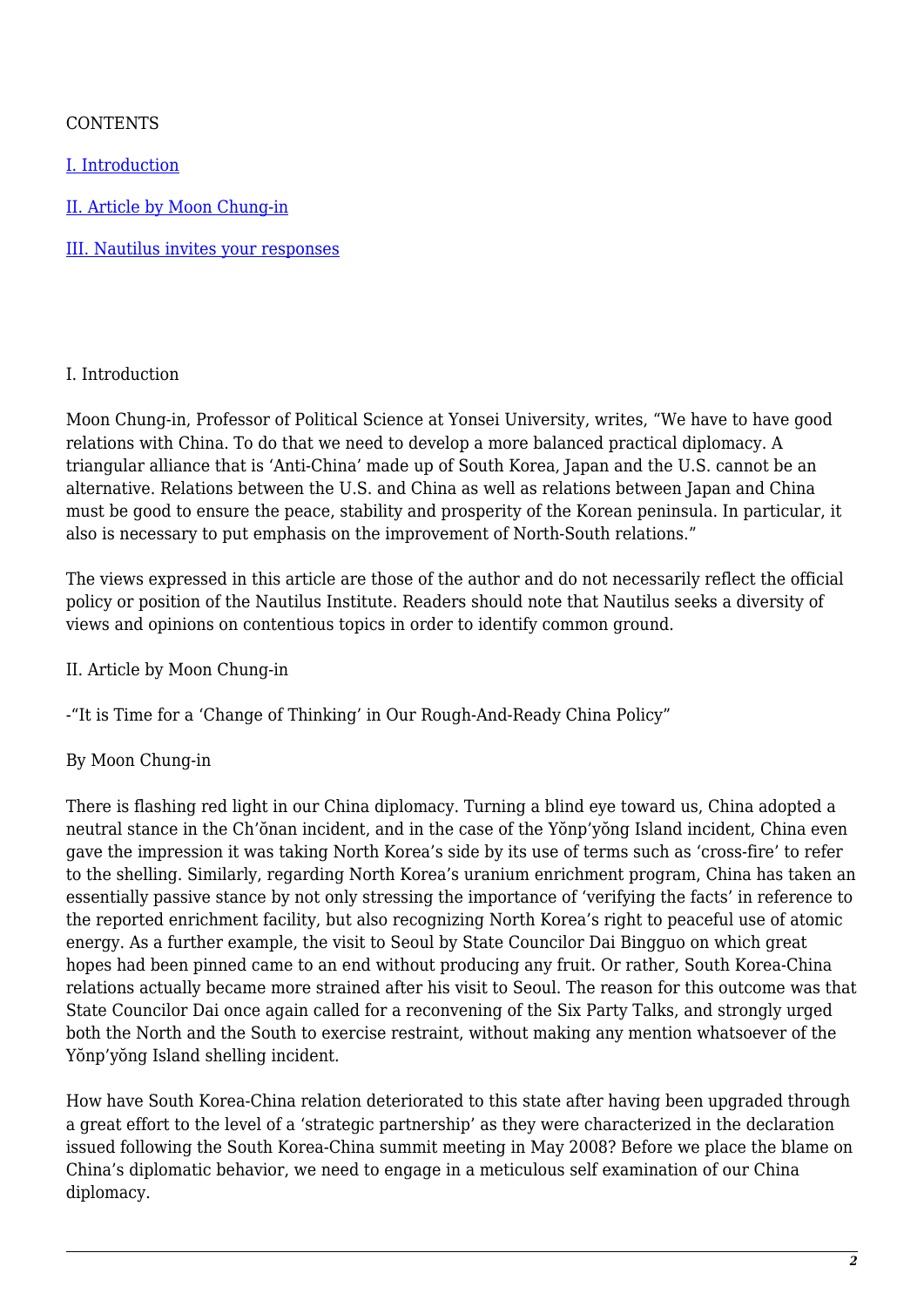CONTENTS

[I. Introduction]

[II. Article by Moon Chung-in]

[III. Nautilus invites your responses]

## I. Introduction

Moon Chung-in, Professor of Political Science at Yonsei University, writes, "We have to have good relations with China. To do that we need to develop a more balanced practical diplomacy. A triangular alliance that is 'Anti-China' made up of South Korea, Japan and the U.S. cannot be an alternative. Relations between the U.S. and China as well as relations between Japan and China must be good to ensure the peace, stability and prosperity of the Korean peninsula. In particular, it also is necessary to put emphasis on the improvement of North-South relations."

The views expressed in this article are those of the author and do not necessarily reflect the official policy or position of the Nautilus Institute. Readers should note that Nautilus seeks a diversity of views and opinions on contentious topics in order to identify common ground.

## II. Article by Moon Chung-in

-"It is Time for a 'Change of Thinking' in Our Rough-And-Ready China Policy"

By Moon Chung-in

There is flashing red light in our China diplomacy. Turning a blind eye toward us, China adopted a neutral stance in the Ch'ŏnan incident, and in the case of the Yŏnp'yŏng Island incident, China even gave the impression it was taking North Korea's side by its use of terms such as 'cross-fire' to refer to the shelling. Similarly, regarding North Korea's uranium enrichment program, China has taken an essentially passive stance by not only stressing the importance of 'verifying the facts' in reference to the reported enrichment facility, but also recognizing North Korea's right to peaceful use of atomic energy. As a further example, the visit to Seoul by State Councilor Dai Bingguo on which great hopes had been pinned came to an end without producing any fruit. Or rather, South Korea-China relations actually became more strained after his visit to Seoul. The reason for this outcome was that State Councilor Dai once again called for a reconvening of the Six Party Talks, and strongly urged both the North and the South to exercise restraint, without making any mention whatsoever of the Yŏnp'yŏng Island shelling incident.

How have South Korea-China relation deteriorated to this state after having been upgraded through a great effort to the level of a 'strategic partnership' as they were characterized in the declaration issued following the South Korea-China summit meeting in May 2008? Before we place the blame on China's diplomatic behavior, we need to engage in a meticulous self examination of our China diplomacy.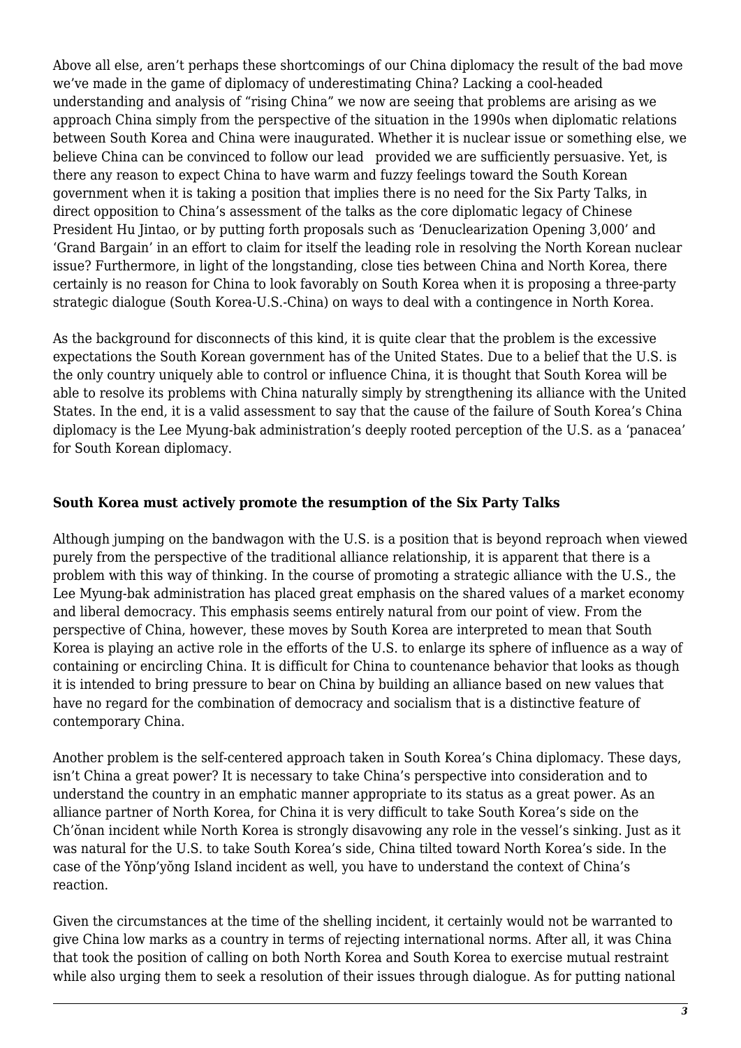Above all else, aren't perhaps these shortcomings of our China diplomacy the result of the bad move we've made in the game of diplomacy of underestimating China? Lacking a cool-headed understanding and analysis of "rising China" we now are seeing that problems are arising as we approach China simply from the perspective of the situation in the 1990s when diplomatic relations between South Korea and China were inaugurated. Whether it is nuclear issue or something else, we believe China can be convinced to follow our lead provided we are sufficiently persuasive. Yet, is there any reason to expect China to have warm and fuzzy feelings toward the South Korean government when it is taking a position that implies there is no need for the Six Party Talks, in direct opposition to China's assessment of the talks as the core diplomatic legacy of Chinese President Hu Jintao, or by putting forth proposals such as 'Denuclearization Opening 3,000' and 'Grand Bargain' in an effort to claim for itself the leading role in resolving the North Korean nuclear issue? Furthermore, in light of the longstanding, close ties between China and North Korea, there certainly is no reason for China to look favorably on South Korea when it is proposing a three-party strategic dialogue (South Korea-U.S.-China) on ways to deal with a contingence in North Korea.

As the background for disconnects of this kind, it is quite clear that the problem is the excessive expectations the South Korean government has of the United States. Due to a belief that the U.S. is the only country uniquely able to control or influence China, it is thought that South Korea will be able to resolve its problems with China naturally simply by strengthening its alliance with the United States. In the end, it is a valid assessment to say that the cause of the failure of South Korea's China diplomacy is the Lee Myung-bak administration's deeply rooted perception of the U.S. as a 'panacea' for South Korean diplomacy.

**South Korea must actively promote the resumption of the Six Party Talks**

Although jumping on the bandwagon with the U.S. is a position that is beyond reproach when viewed purely from the perspective of the traditional alliance relationship, it is apparent that there is a problem with this way of thinking. In the course of promoting a strategic alliance with the U.S., the Lee Myung-bak administration has placed great emphasis on the shared values of a market economy and liberal democracy. This emphasis seems entirely natural from our point of view. From the perspective of China, however, these moves by South Korea are interpreted to mean that South Korea is playing an active role in the efforts of the U.S. to enlarge its sphere of influence as a way of containing or encircling China. It is difficult for China to countenance behavior that looks as though it is intended to bring pressure to bear on China by building an alliance based on new values that have no regard for the combination of democracy and socialism that is a distinctive feature of contemporary China.

Another problem is the self-centered approach taken in South Korea's China diplomacy. These days, isn't China a great power? It is necessary to take China's perspective into consideration and to understand the country in an emphatic manner appropriate to its status as a great power. As an alliance partner of North Korea, for China it is very difficult to take South Korea's side on the Ch'ŏnan incident while North Korea is strongly disavowing any role in the vessel's sinking. Just as it was natural for the U.S. to take South Korea's side, China tilted toward North Korea's side. In the case of the Yŏnp'yŏng Island incident as well, you have to understand the context of China's reaction.

Given the circumstances at the time of the shelling incident, it certainly would not be warranted to give China low marks as a country in terms of rejecting international norms. After all, it was China that took the position of calling on both North Korea and South Korea to exercise mutual restraint while also urging them to seek a resolution of their issues through dialogue. As for putting national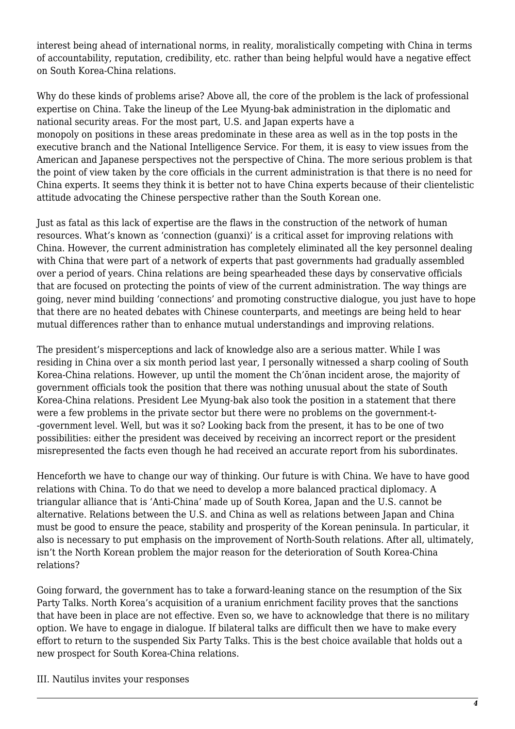interest being ahead of international norms, in reality, moralistically competing with China in terms of accountability, reputation, credibility, etc. rather than being helpful would have a negative effect on South Korea-China relations.

Why do these kinds of problems arise? Above all, the core of the problem is the lack of professional expertise on China. Take the lineup of the Lee Myung-bak administration in the diplomatic and national security areas. For the most part, U.S. and Japan experts have a monopoly on positions in these areas predominate in these area as well as in the top posts in the executive branch and the National Intelligence Service. For them, it is easy to view issues from the American and Japanese perspectives not the perspective of China. The more serious problem is that the point of view taken by the core officials in the current administration is that there is no need for China experts. It seems they think it is better not to have China experts because of their clientelistic attitude advocating the Chinese perspective rather than the South Korean one.

Just as fatal as this lack of expertise are the flaws in the construction of the network of human resources. What's known as 'connection (guanxi)' is a critical asset for improving relations with China. However, the current administration has completely eliminated all the key personnel dealing with China that were part of a network of experts that past governments had gradually assembled over a period of years. China relations are being spearheaded these days by conservative officials that are focused on protecting the points of view of the current administration. The way things are going, never mind building 'connections' and promoting constructive dialogue, you just have to hope that there are no heated debates with Chinese counterparts, and meetings are being held to hear mutual differences rather than to enhance mutual understandings and improving relations.

The president's misperceptions and lack of knowledge also are a serious matter. While I was residing in China over a six month period last year, I personally witnessed a sharp cooling of South Korea-China relations. However, up until the moment the Ch'ŏnan incident arose, the majority of government officials took the position that there was nothing unusual about the state of South Korea-China relations. President Lee Myung-bak also took the position in a statement that there were a few problems in the private sector but there were no problems on the government-t--government level. Well, but was it so? Looking back from the present, it has to be one of two possibilities: either the president was deceived by receiving an incorrect report or the president misrepresented the facts even though he had received an accurate report from his subordinates.

Henceforth we have to change our way of thinking. Our future is with China. We have to have good relations with China. To do that we need to develop a more balanced practical diplomacy. A triangular alliance that is 'Anti-China' made up of South Korea, Japan and the U.S. cannot be alternative. Relations between the U.S. and China as well as relations between Japan and China must be good to ensure the peace, stability and prosperity of the Korean peninsula. In particular, it also is necessary to put emphasis on the improvement of North-South relations. After all, ultimately, isn't the North Korean problem the major reason for the deterioration of South Korea-China relations?

Going forward, the government has to take a forward-leaning stance on the resumption of the Six Party Talks. North Korea's acquisition of a uranium enrichment facility proves that the sanctions that have been in place are not effective. Even so, we have to acknowledge that there is no military option. We have to engage in dialogue. If bilateral talks are difficult then we have to make every effort to return to the suspended Six Party Talks. This is the best choice available that holds out a new prospect for South Korea-China relations.

## III. Nautilus invites your responses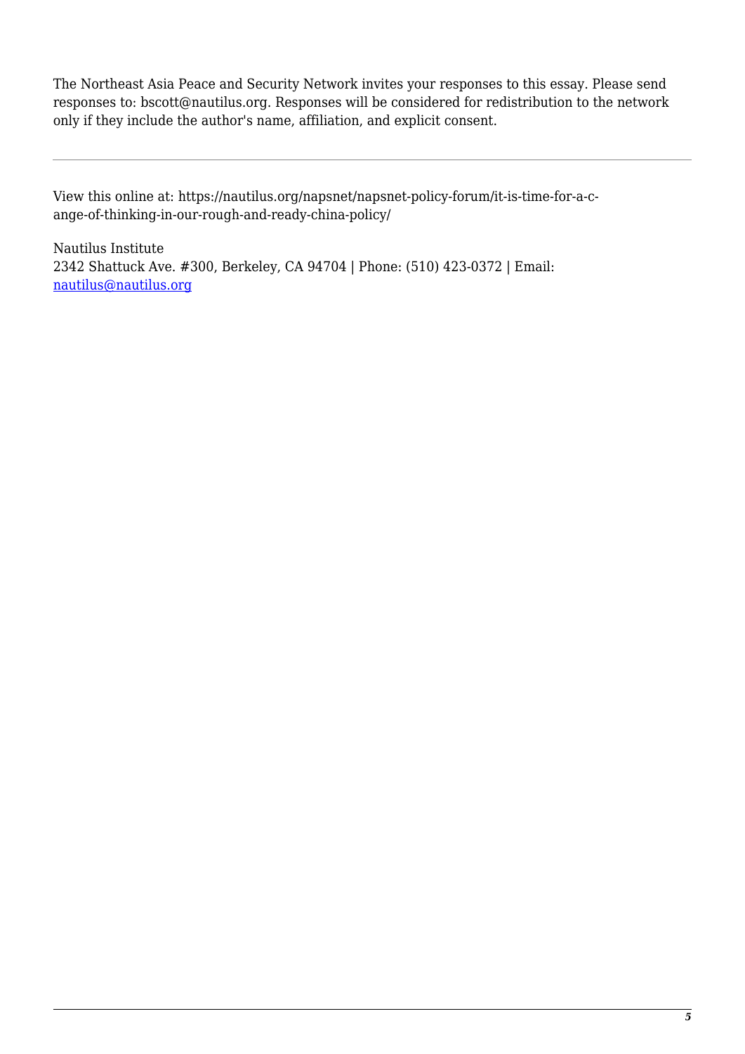The Northeast Asia Peace and Security Network invites your responses to this essay. Please send responses to: bscott@nautilus.org. Responses will be considered for redistribution to the network only if they include the author's name, affiliation, and explicit consent.

---

View this online at: https://nautilus.org/napsnet/napsnet-policy-forum/it-is-time-for-a-c-ange-of-thinking-in-our-rough-and-ready-china-policy/

Nautilus Institute
2342 Shattuck Ave. #300, Berkeley, CA 94704 | Phone: (510) 423-0372 | Email: nautilus@nautilus.org